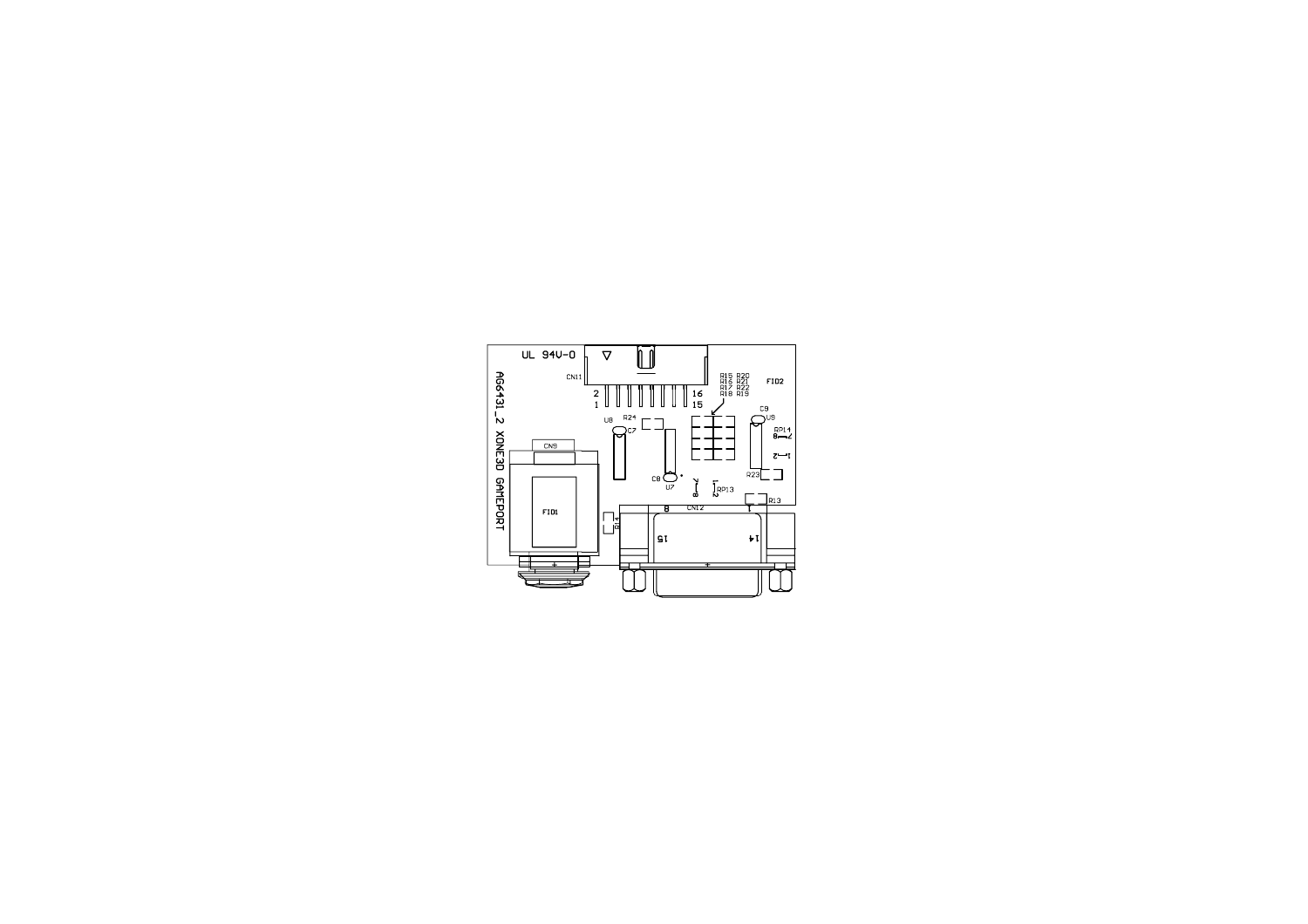UL 94V-0

AG6431_2 XONE3D GAMEPORT

CN11

2 1

16 15

R15 R20
R16 R21
R17 R22
R18 R19

FID2

U8

R24

C7

C9

U9

RP14

CN9

C8

U7

RP13

R23

R13

FID1

CN12

8

1

15

14

R14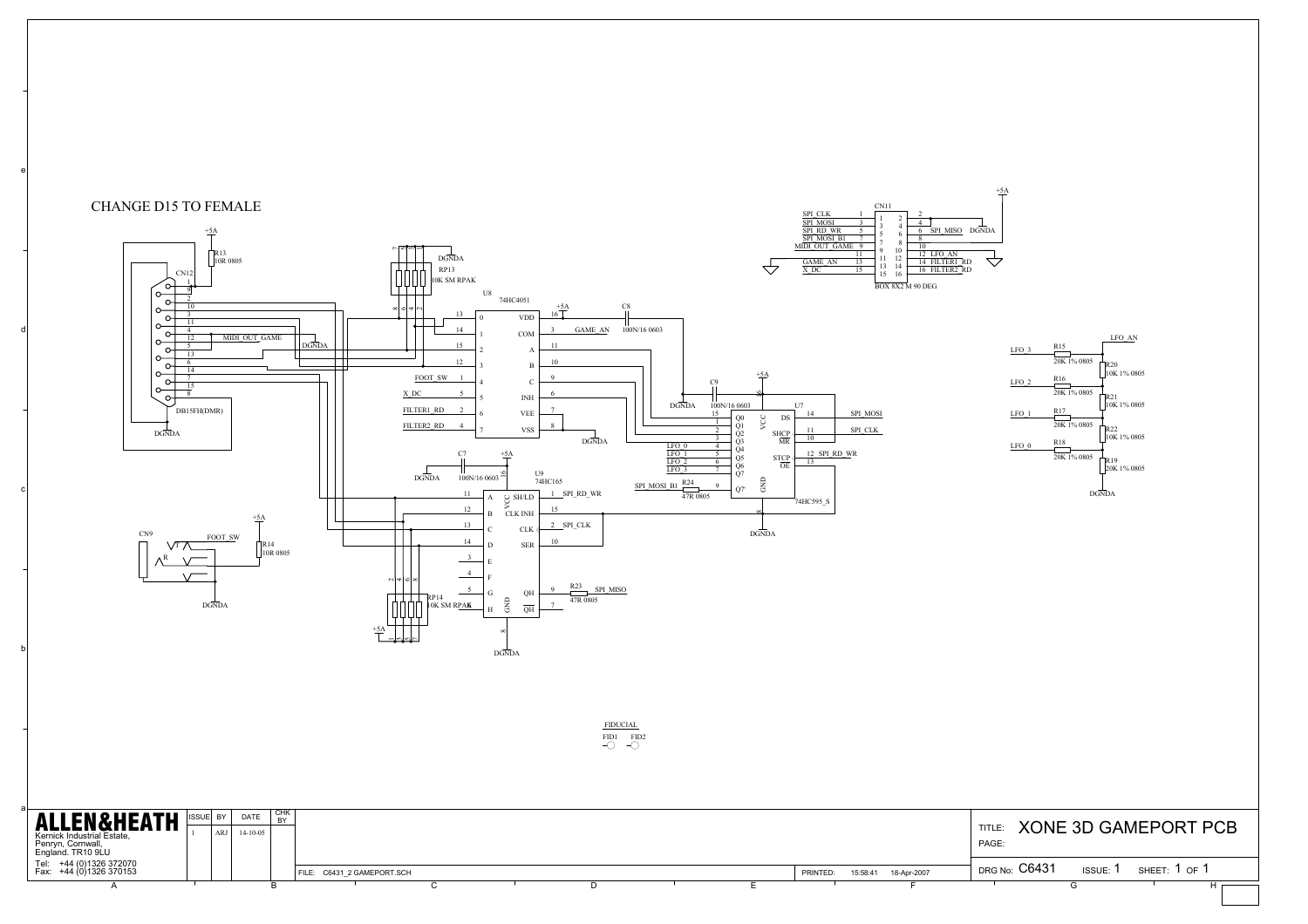CHANGE D15 TO FEMALE

+5A

R13
10R 0805

CN12

1
9
2
10
3
11
4
12
5
13
6
14
7
15
8

MIDI_OUT_GAME

DGNDA

DB15FH(DMR)

DGNDA

RP13
10K SM RPAK

DGNDA

U8
74HC4051

13 0
14 1
15 2
12 3
FOOT_SW 1 4
X_DC 5 5
FILTER1_RD 2 6
FILTER2_RD 4 7

VDD 16 +5A
COM 3 GAME_AN
A 11
B 10
C 9
INH 6
VEE 7
VSS 8

DGNDA

C8
100N/16 0603

DGNDA

C9
100N/16 0603

+5A

U7
74HC595_S

15 Q0
1 Q1
2 Q2
3 Q3
LFO_0 4 Q4
LFO_1 5 Q5
LFO_2 6 Q6
LFO_3 7 Q7
SPI_MOSI_B1 R24 47R 0805 9 Q7'

DS 14 SPI_MOSI
SHCP 11 SPI_CLK
MR 10
STCP 12 SPI_RD_WR
OE 13

VCC 16
GND 8

DGNDA

C7
100N/16 0603

DGNDA

+5A

U9
74HC165

11 A
12 B
13 C
14 D
3 E
4 F
5 G
6 H

SH/LD 1 SPI_RD_WR
CLK INH 15
CLK 2 SPI_CLK
SER 10
QH 9 R23 47R 0805 SPI_MISO
QH 7

VCC 16
GND 8

DGNDA

RP14
10K SM RPAK

+5A

CN9

T
R

FOOT_SW

+5A

R14
10R 0805

DGNDA

CN11
BOX 8X2 M 90 DEG

SPI_CLK 1
SPI_MOSI 3
SPI_RD_WR 5
SPI_MOSI_B1 7
MIDI_OUT_GAME 9
11
GAME_AN 13
X_DC 15

2
4
6 SPI_MISO
8
10
12 LFO_AN
14 FILTER1_RD
16 FILTER2_RD

+5A

DGNDA

LFO_3 R15 20K 1% 0805
LFO_2 R16 20K 1% 0805
LFO_1 R17 20K 1% 0805
LFO_0 R18 20K 1% 0805

LFO_AN

R20 10K 1% 0805
R21 10K 1% 0805
R22 10K 1% 0805
R19 20K 1% 0805

DGNDA

FIDUCIAL

FID1 FID2

**ALLEN&HEATH**

Kernick Industrial Estate,
Penryn, Cornwall,
England. TR10 9LU

Tel: +44 (0)1326 372070
Fax: +44 (0)1326 370153

| ISSUE | BY | DATE | CHK BY |
|---|---|---|---|
| 1 | ARJ | 14-10-05 | |

FILE: C6431_2 GAMEPORT.SCH

PRINTED: 15:58:41 18-Apr-2007

TITLE: XONE 3D GAMEPORT PCB

PAGE:

DRG No: C6431 ISSUE: 1 SHEET: 1 OF 1